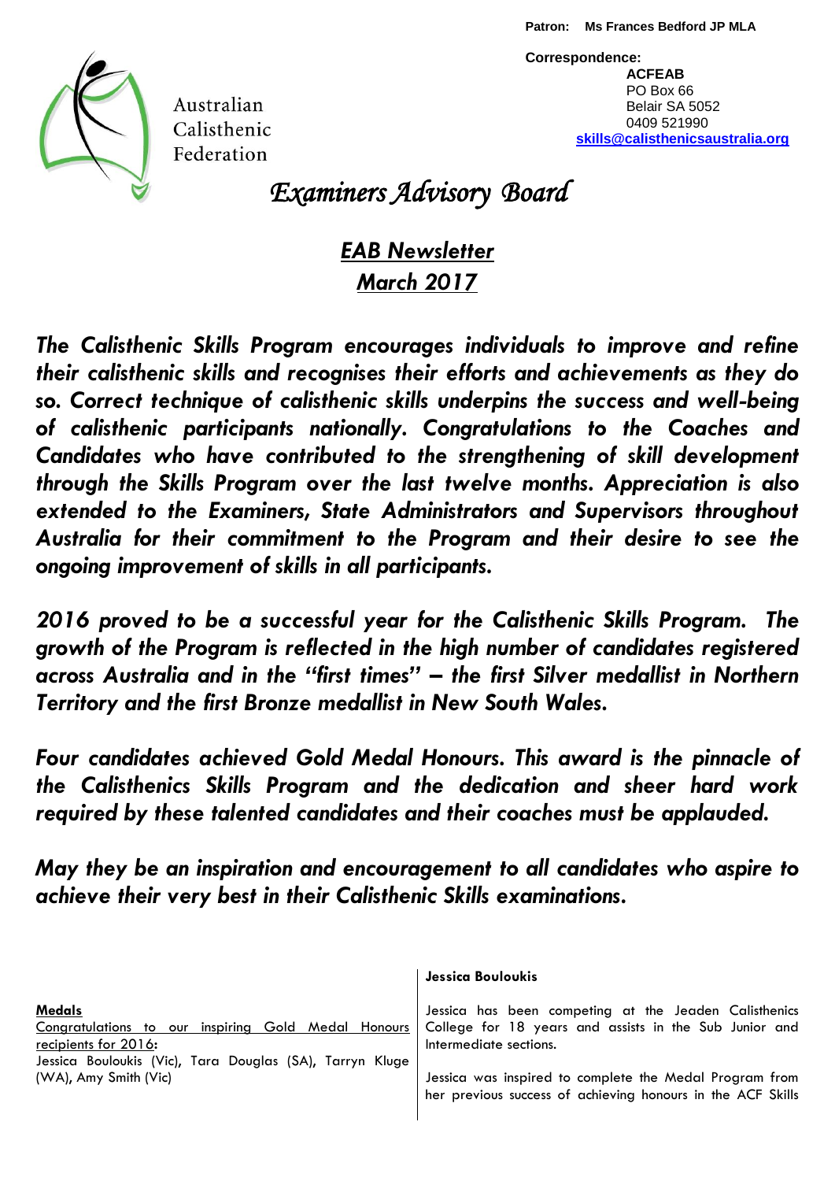Patron: **Ms Frances Bedford JP MLA**

**Correspondence:**
**ACFEAB**
PO Box 66
Belair SA 5052
0409 521990
**skills@calisthenicsaustralia.org**

Australian Calisthenic Federation

# *Examiners Advisory Board*

## ***EAB Newsletter***
## ***March 2017***

***The Calisthenic Skills Program encourages individuals to improve and refine their calisthenic skills and recognises their efforts and achievements as they do so. Correct technique of calisthenic skills underpins the success and well-being of calisthenic participants nationally. Congratulations to the Coaches and Candidates who have contributed to the strengthening of skill development through the Skills Program over the last twelve months. Appreciation is also extended to the Examiners, State Administrators and Supervisors throughout Australia for their commitment to the Program and their desire to see the ongoing improvement of skills in all participants.***

***2016 proved to be a successful year for the Calisthenic Skills Program. The growth of the Program is reflected in the high number of candidates registered across Australia and in the "first times" – the first Silver medallist in Northern Territory and the first Bronze medallist in New South Wales.***

***Four candidates achieved Gold Medal Honours. This award is the pinnacle of the Calisthenics Skills Program and the dedication and sheer hard work required by these talented candidates and their coaches must be applauded.***

***May they be an inspiration and encouragement to all candidates who aspire to achieve their very best in their Calisthenic Skills examinations.***

**Medals**

Congratulations to our inspiring Gold Medal Honours recipients for 2016**:**
Jessica Bouloukis (Vic)**,** Tara Douglas (SA), Tarryn Kluge (WA), Amy Smith (Vic)

**Jessica Bouloukis**

Jessica has been competing at the Jeaden Calisthenics College for 18 years and assists in the Sub Junior and Intermediate sections.

Jessica was inspired to complete the Medal Program from her previous success of achieving honours in the ACF Skills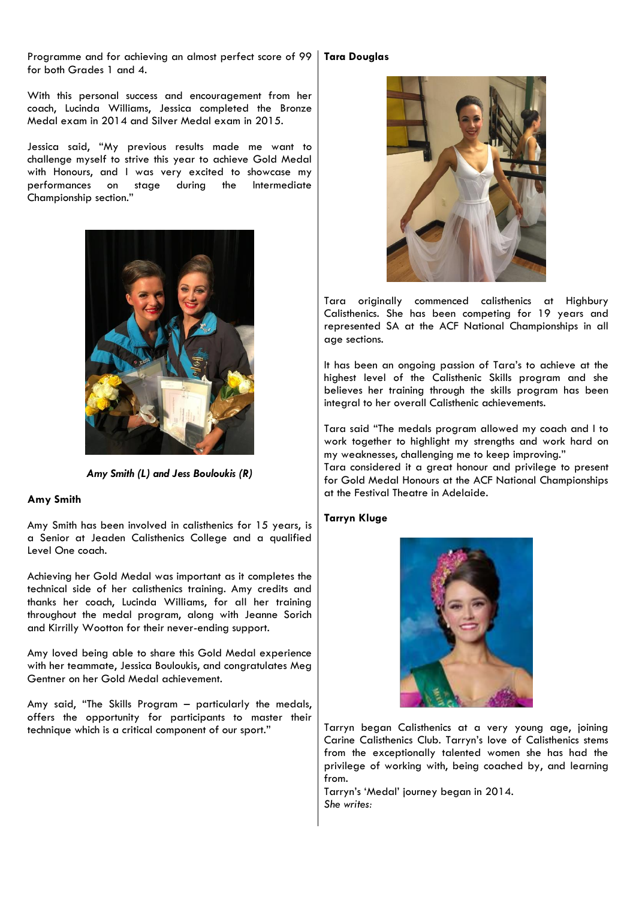Programme and for achieving an almost perfect score of 99 for both Grades 1 and 4.

With this personal success and encouragement from her coach, Lucinda Williams, Jessica completed the Bronze Medal exam in 2014 and Silver Medal exam in 2015.

Jessica said, "My previous results made me want to challenge myself to strive this year to achieve Gold Medal with Honours, and I was very excited to showcase my performances on stage during the Intermediate Championship section."

*Amy Smith (L) and Jess Bouloukis (R)*

**Amy Smith**

Amy Smith has been involved in calisthenics for 15 years, is a Senior at Jeaden Calisthenics College and a qualified Level One coach.

Achieving her Gold Medal was important as it completes the technical side of her calisthenics training. Amy credits and thanks her coach, Lucinda Williams, for all her training throughout the medal program, along with Jeanne Sorich and Kirrilly Wootton for their never-ending support.

Amy loved being able to share this Gold Medal experience with her teammate, Jessica Bouloukis, and congratulates Meg Gentner on her Gold Medal achievement.

Amy said, "The Skills Program – particularly the medals, offers the opportunity for participants to master their technique which is a critical component of our sport."

**Tara Douglas**

Tara originally commenced calisthenics at Highbury Calisthenics. She has been competing for 19 years and represented SA at the ACF National Championships in all age sections.

It has been an ongoing passion of Tara's to achieve at the highest level of the Calisthenic Skills program and she believes her training through the skills program has been integral to her overall Calisthenic achievements.

Tara said "The medals program allowed my coach and I to work together to highlight my strengths and work hard on my weaknesses, challenging me to keep improving."
Tara considered it a great honour and privilege to present for Gold Medal Honours at the ACF National Championships at the Festival Theatre in Adelaide.

**Tarryn Kluge**

Tarryn began Calisthenics at a very young age, joining Carine Calisthenics Club. Tarryn's love of Calisthenics stems from the exceptionally talented women she has had the privilege of working with, being coached by, and learning from.
Tarryn's 'Medal' journey began in 2014.
*She writes:*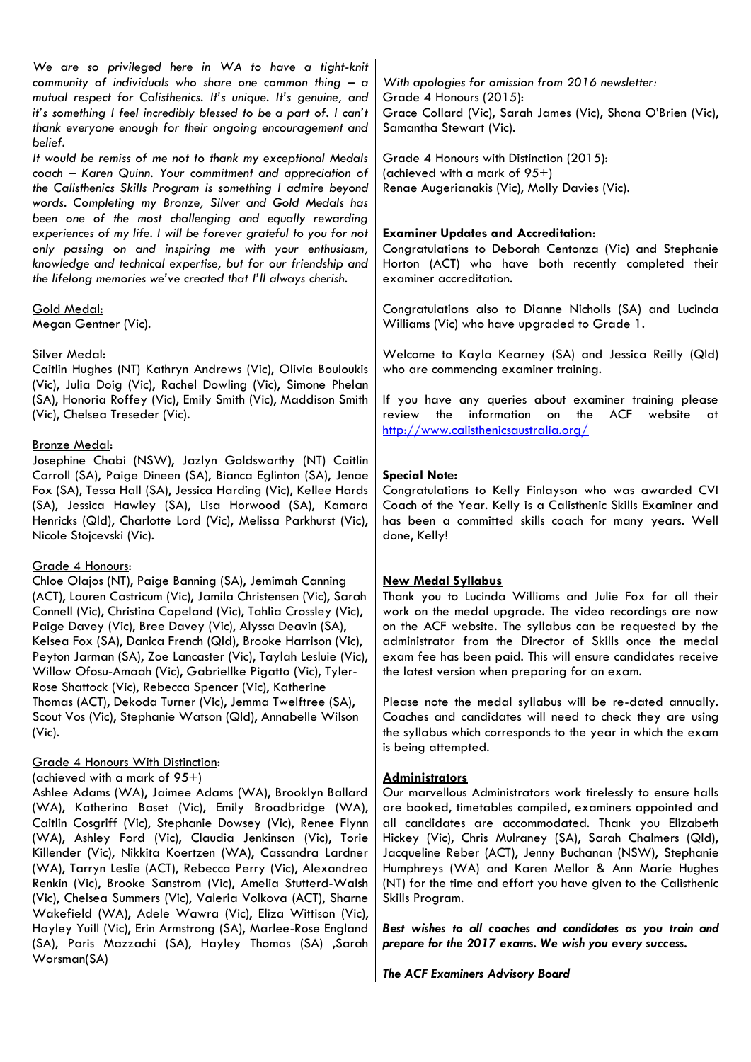*We are so privileged here in WA to have a tight-knit community of individuals who share one common thing – a mutual respect for Calisthenics. It's unique. It's genuine, and it's something I feel incredibly blessed to be a part of. I can't thank everyone enough for their ongoing encouragement and belief.*

*It would be remiss of me not to thank my exceptional Medals coach – Karen Quinn. Your commitment and appreciation of the Calisthenics Skills Program is something I admire beyond words. Completing my Bronze, Silver and Gold Medals has been one of the most challenging and equally rewarding experiences of my life. I will be forever grateful to you for not only passing on and inspiring me with your enthusiasm, knowledge and technical expertise, but for our friendship and the lifelong memories we've created that I'll always cherish.*

Gold Medal:
Megan Gentner (Vic).

Silver Medal:
Caitlin Hughes (NT) Kathryn Andrews (Vic), Olivia Bouloukis (Vic), Julia Doig (Vic), Rachel Dowling (Vic), Simone Phelan (SA), Honoria Roffey (Vic), Emily Smith (Vic), Maddison Smith (Vic), Chelsea Treseder (Vic).

Bronze Medal:
Josephine Chabi (NSW), Jazlyn Goldsworthy (NT) Caitlin Carroll (SA), Paige Dineen (SA), Bianca Eglinton (SA), Jenae Fox (SA), Tessa Hall (SA), Jessica Harding (Vic), Kellee Hards (SA), Jessica Hawley (SA), Lisa Horwood (SA), Kamara Henricks (Qld), Charlotte Lord (Vic), Melissa Parkhurst (Vic), Nicole Stojcevski (Vic).

Grade 4 Honours:
Chloe Olajos (NT), Paige Banning (SA), Jemimah Canning (ACT), Lauren Castricum (Vic), Jamila Christensen (Vic), Sarah Connell (Vic), Christina Copeland (Vic), Tahlia Crossley (Vic), Paige Davey (Vic), Bree Davey (Vic), Alyssa Deavin (SA), Kelsea Fox (SA), Danica French (Qld), Brooke Harrison (Vic), Peyton Jarman (SA), Zoe Lancaster (Vic), Taylah Lesluie (Vic), Willow Ofosu-Amaah (Vic), Gabriellke Pigatto (Vic), Tyler-Rose Shattock (Vic), Rebecca Spencer (Vic), Katherine Thomas (ACT), Dekoda Turner (Vic), Jemma Twelftree (SA), Scout Vos (Vic), Stephanie Watson (Qld), Annabelle Wilson (Vic).

Grade 4 Honours With Distinction:
(achieved with a mark of 95+)
Ashlee Adams (WA), Jaimee Adams (WA), Brooklyn Ballard (WA), Katherina Baset (Vic), Emily Broadbridge (WA), Caitlin Cosgriff (Vic), Stephanie Dowsey (Vic), Renee Flynn (WA), Ashley Ford (Vic), Claudia Jenkinson (Vic), Torie Killender (Vic), Nikkita Koertzen (WA), Cassandra Lardner (WA), Tarryn Leslie (ACT), Rebecca Perry (Vic), Alexandrea Renkin (Vic), Brooke Sanstrom (Vic), Amelia Stutterd-Walsh (Vic), Chelsea Summers (Vic), Valeria Volkova (ACT), Sharne Wakefield (WA), Adele Wawra (Vic), Eliza Wittison (Vic), Hayley Yuill (Vic), Erin Armstrong (SA), Marlee-Rose England (SA), Paris Mazzachi (SA), Hayley Thomas (SA) ,Sarah Worsman(SA)

*With apologies for omission from 2016 newsletter:*
Grade 4 Honours (2015):
Grace Collard (Vic), Sarah James (Vic), Shona O'Brien (Vic), Samantha Stewart (Vic).

Grade 4 Honours with Distinction (2015):
(achieved with a mark of 95+)
Renae Augerianakis (Vic), Molly Davies (Vic).

**Examiner Updates and Accreditation:**

Congratulations to Deborah Centonza (Vic) and Stephanie Horton (ACT) who have both recently completed their examiner accreditation.

Congratulations also to Dianne Nicholls (SA) and Lucinda Williams (Vic) who have upgraded to Grade 1.

Welcome to Kayla Kearney (SA) and Jessica Reilly (Qld) who are commencing examiner training.

If you have any queries about examiner training please review the information on the ACF website at http://www.calisthenicsaustralia.org/

**Special Note:**

Congratulations to Kelly Finlayson who was awarded CVI Coach of the Year. Kelly is a Calisthenic Skills Examiner and has been a committed skills coach for many years. Well done, Kelly!

**New Medal Syllabus**

Thank you to Lucinda Williams and Julie Fox for all their work on the medal upgrade. The video recordings are now on the ACF website. The syllabus can be requested by the administrator from the Director of Skills once the medal exam fee has been paid. This will ensure candidates receive the latest version when preparing for an exam.

Please note the medal syllabus will be re-dated annually. Coaches and candidates will need to check they are using the syllabus which corresponds to the year in which the exam is being attempted.

**Administrators**

Our marvellous Administrators work tirelessly to ensure halls are booked, timetables compiled, examiners appointed and all candidates are accommodated. Thank you Elizabeth Hickey (Vic), Chris Mulraney (SA), Sarah Chalmers (Qld), Jacqueline Reber (ACT), Jenny Buchanan (NSW), Stephanie Humphreys (WA) and Karen Mellor & Ann Marie Hughes (NT) for the time and effort you have given to the Calisthenic Skills Program.

***Best wishes to all coaches and candidates as you train and prepare for the 2017 exams. We wish you every success.***

***The ACF Examiners Advisory Board***